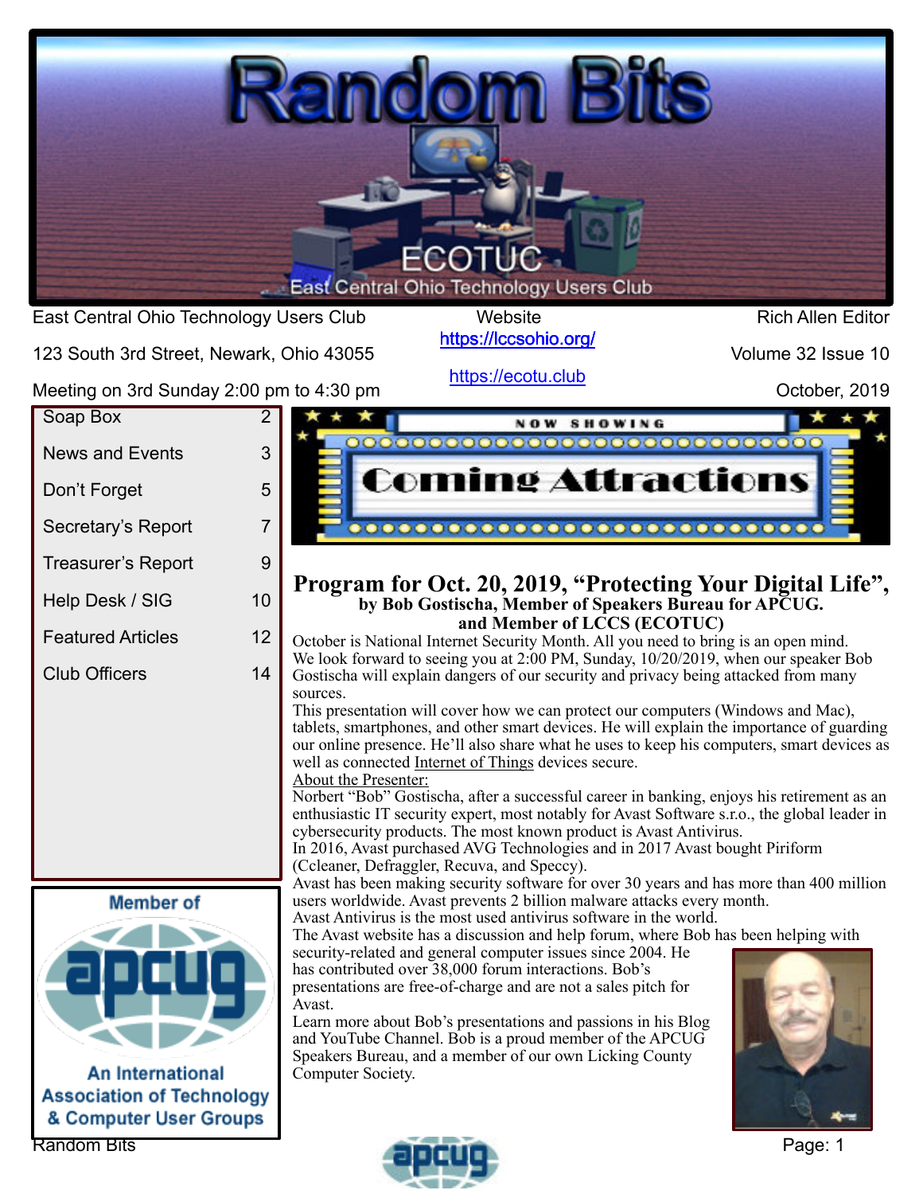# Random Bits

ECOTUC

East Central Ohio Technology Users Club

East Central Ohio Technology Users Club
123 South 3rd Street, Newark, Ohio 43055
Meeting on 3rd Sunday 2:00 pm to 4:30 pm

Website
https://lccsohio.org/
https://ecotu.club

Rich Allen Editor
Volume 32 Issue 10
October, 2019

| | |
|---|---|
| Soap Box | 2 |
| News and Events | 3 |
| Don't Forget | 5 |
| Secretary's Report | 7 |
| Treasurer's Report | 9 |
| Help Desk / SIG | 10 |
| Featured Articles | 12 |
| Club Officers | 14 |

Member of apcug
An International Association of Technology & Computer User Groups

NOW SHOWING
Coming Attractions

## Program for Oct. 20, 2019, "Protecting Your Digital Life",

**by Bob Gostischa, Member of Speakers Bureau for APCUG. and Member of LCCS (ECOTUC)**

October is National Internet Security Month. All you need to bring is an open mind. We look forward to seeing you at 2:00 PM, Sunday, 10/20/2019, when our speaker Bob Gostischa will explain dangers of our security and privacy being attacked from many sources.

This presentation will cover how we can protect our computers (Windows and Mac), tablets, smartphones, and other smart devices. He will explain the importance of guarding our online presence. He'll also share what he uses to keep his computers, smart devices as well as connected Internet of Things devices secure.

About the Presenter:

Norbert "Bob" Gostischa, after a successful career in banking, enjoys his retirement as an enthusiastic IT security expert, most notably for Avast Software s.r.o., the global leader in cybersecurity products. The most known product is Avast Antivirus.

In 2016, Avast purchased AVG Technologies and in 2017 Avast bought Piriform (Ccleaner, Defraggler, Recuva, and Speccy).

Avast has been making security software for over 30 years and has more than 400 million users worldwide. Avast prevents 2 billion malware attacks every month.

Avast Antivirus is the most used antivirus software in the world.

The Avast website has a discussion and help forum, where Bob has been helping with security-related and general computer issues since 2004. He has contributed over 38,000 forum interactions. Bob's presentations are free-of-charge and are not a sales pitch for Avast.

Learn more about Bob's presentations and passions in his Blog and YouTube Channel. Bob is a proud member of the APCUG Speakers Bureau, and a member of our own Licking County Computer Society.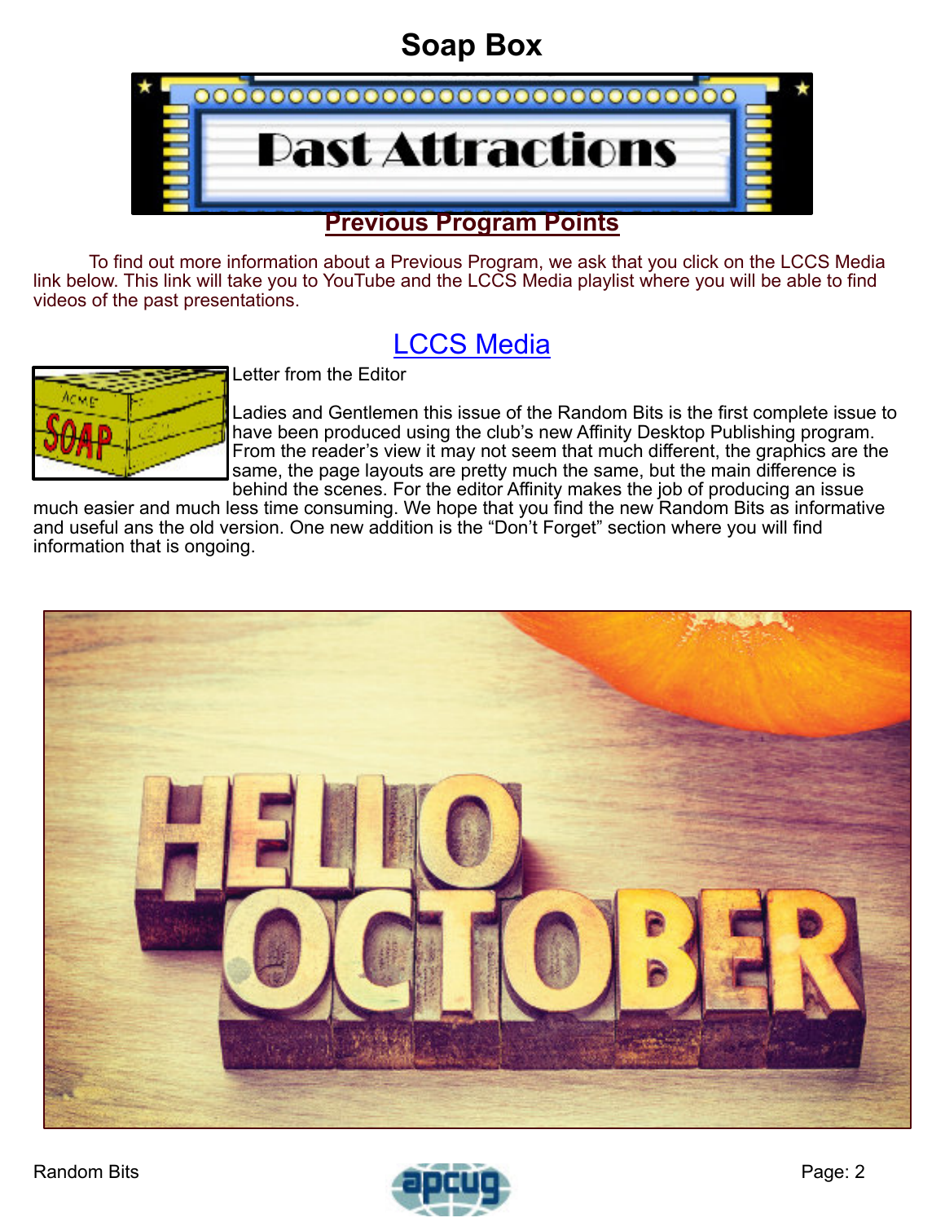# Soap Box

## Previous Program Points

To find out more information about a Previous Program, we ask that you click on the LCCS Media link below. This link will take you to YouTube and the LCCS Media playlist where you will be able to find videos of the past presentations.

LCCS Media

Letter from the Editor

Ladies and Gentlemen this issue of the Random Bits is the first complete issue to have been produced using the club's new Affinity Desktop Publishing program. From the reader's view it may not seem that much different, the graphics are the same, the page layouts are pretty much the same, but the main difference is behind the scenes. For the editor Affinity makes the job of producing an issue much easier and much less time consuming. We hope that you find the new Random Bits as informative and useful ans the old version. One new addition is the "Don't Forget" section where you will find information that is ongoing.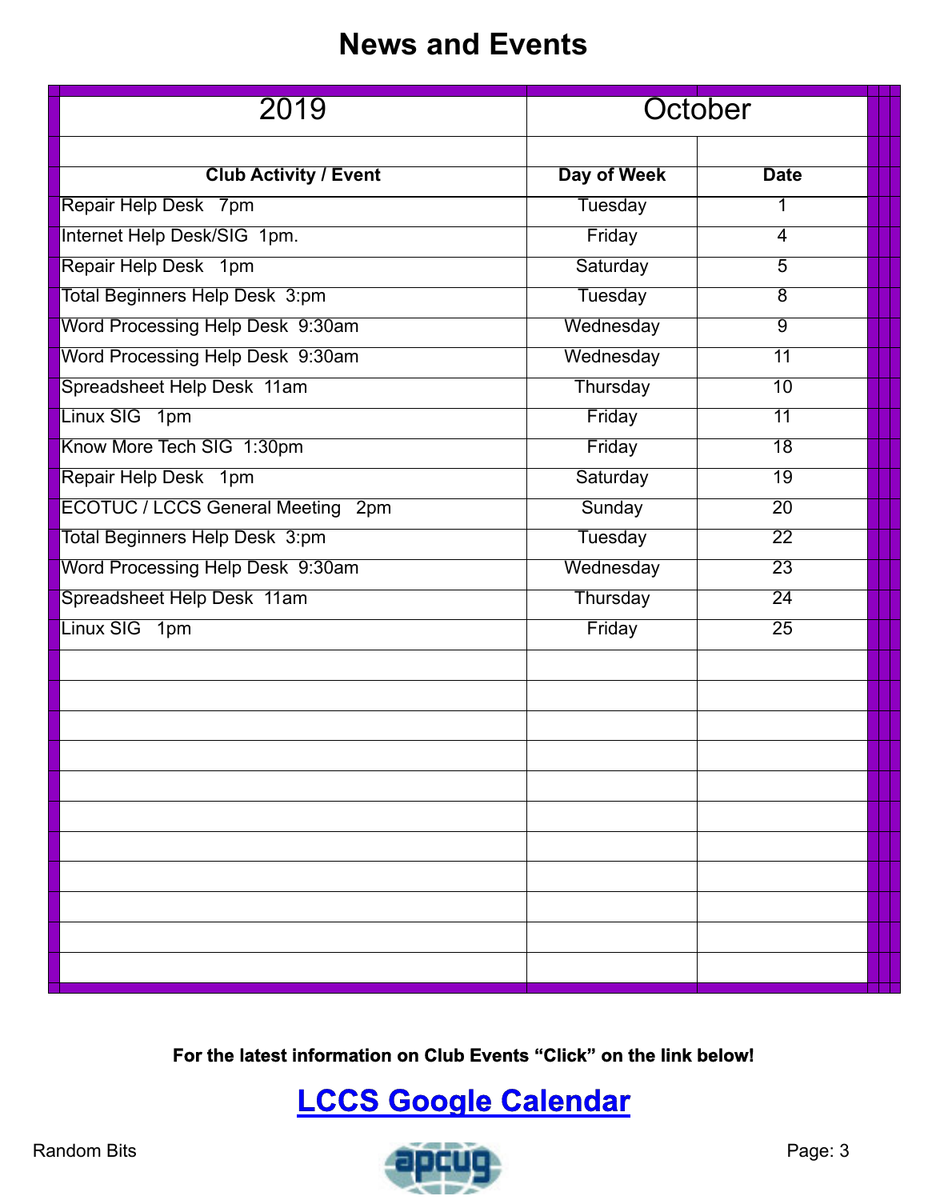# News and Events

| 2019 | October | |
|---|---|---|
| | | |
| **Club Activity / Event** | **Day of Week** | **Date** |
| Repair Help Desk 7pm | Tuesday | 1 |
| Internet Help Desk/SIG 1pm. | Friday | 4 |
| Repair Help Desk 1pm | Saturday | 5 |
| Total Beginners Help Desk 3:pm | Tuesday | 8 |
| Word Processing Help Desk 9:30am | Wednesday | 9 |
| Word Processing Help Desk 9:30am | Wednesday | 11 |
| Spreadsheet Help Desk 11am | Thursday | 10 |
| Linux SIG 1pm | Friday | 11 |
| Know More Tech SIG 1:30pm | Friday | 18 |
| Repair Help Desk 1pm | Saturday | 19 |
| ECOTUC / LCCS General Meeting 2pm | Sunday | 20 |
| Total Beginners Help Desk 3:pm | Tuesday | 22 |
| Word Processing Help Desk 9:30am | Wednesday | 23 |
| Spreadsheet Help Desk 11am | Thursday | 24 |
| Linux SIG 1pm | Friday | 25 |

**For the latest information on Club Events "Click" on the link below!**

## LCCS Google Calendar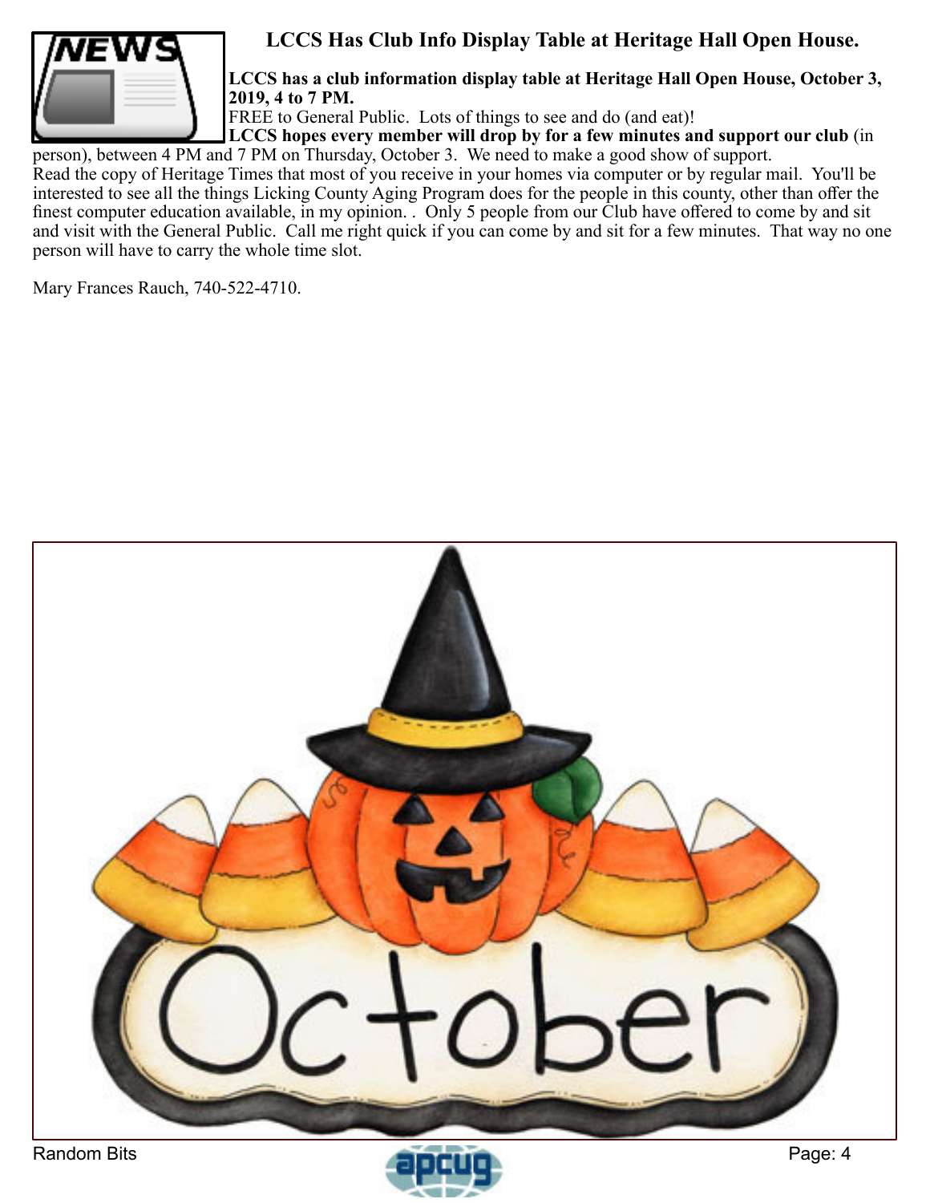## LCCS Has Club Info Display Table at Heritage Hall Open House.

**LCCS has a club information display table at Heritage Hall Open House, October 3, 2019, 4 to 7 PM.**

FREE to General Public. Lots of things to see and do (and eat)!

**LCCS hopes every member will drop by for a few minutes and support our club** (in person), between 4 PM and 7 PM on Thursday, October 3. We need to make a good show of support.

Read the copy of Heritage Times that most of you receive in your homes via computer or by regular mail. You'll be interested to see all the things Licking County Aging Program does for the people in this county, other than offer the finest computer education available, in my opinion. . Only 5 people from our Club have offered to come by and sit and visit with the General Public. Call me right quick if you can come by and sit for a few minutes. That way no one person will have to carry the whole time slot.

Mary Frances Rauch, 740-522-4710.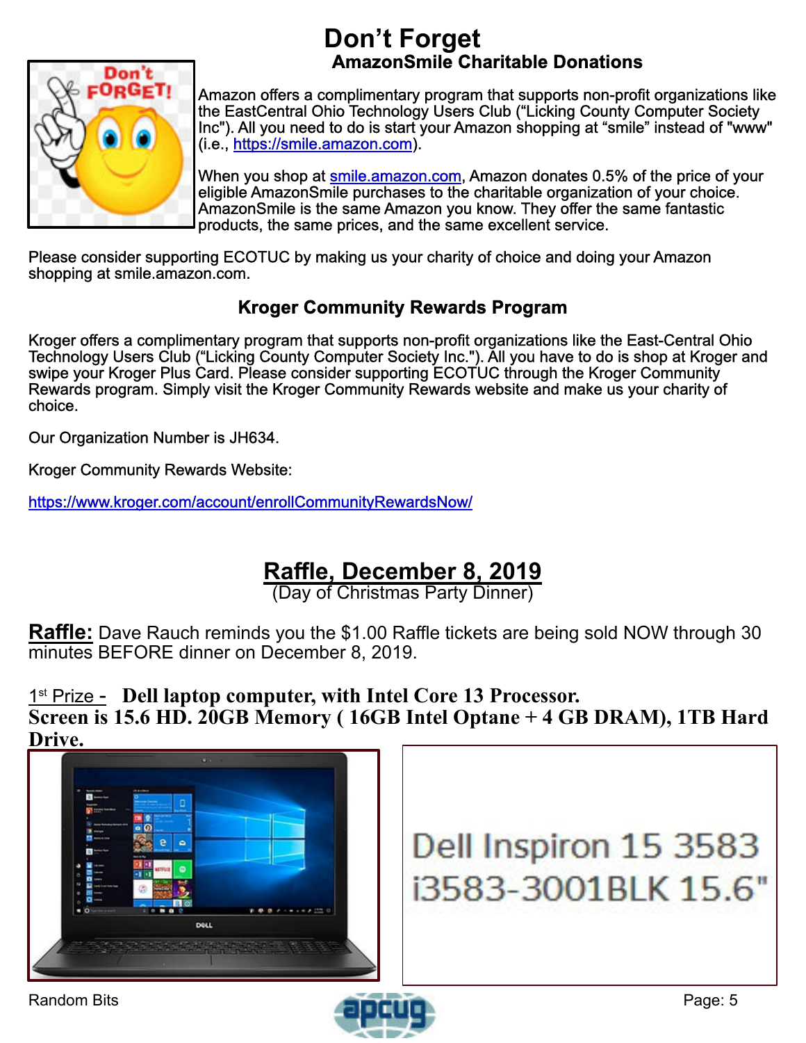# Don't Forget

## AmazonSmile Charitable Donations

Amazon offers a complimentary program that supports non-profit organizations like the EastCentral Ohio Technology Users Club ("Licking County Computer Society Inc"). All you need to do is start your Amazon shopping at "smile" instead of "www" (i.e., https://smile.amazon.com).

When you shop at smile.amazon.com, Amazon donates 0.5% of the price of your eligible AmazonSmile purchases to the charitable organization of your choice. AmazonSmile is the same Amazon you know. They offer the same fantastic products, the same prices, and the same excellent service.

Please consider supporting ECOTUC by making us your charity of choice and doing your Amazon shopping at smile.amazon.com.

## Kroger Community Rewards Program

Kroger offers a complimentary program that supports non-profit organizations like the East-Central Ohio Technology Users Club ("Licking County Computer Society Inc."). All you have to do is shop at Kroger and swipe your Kroger Plus Card. Please consider supporting ECOTUC through the Kroger Community Rewards program. Simply visit the Kroger Community Rewards website and make us your charity of choice.

Our Organization Number is JH634.

Kroger Community Rewards Website:

https://www.kroger.com/account/enrollCommunityRewardsNow/

## Raffle, December 8, 2019

(Day of Christmas Party Dinner)

**Raffle:** Dave Rauch reminds you the $1.00 Raffle tickets are being sold NOW through 30 minutes BEFORE dinner on December 8, 2019.

1st Prize - **Dell laptop computer, with Intel Core 13 Processor. Screen is 15.6 HD. 20GB Memory ( 16GB Intel Optane + 4 GB DRAM), 1TB Hard Drive.**

Dell Inspiron 15 3583 i3583-3001BLK 15.6"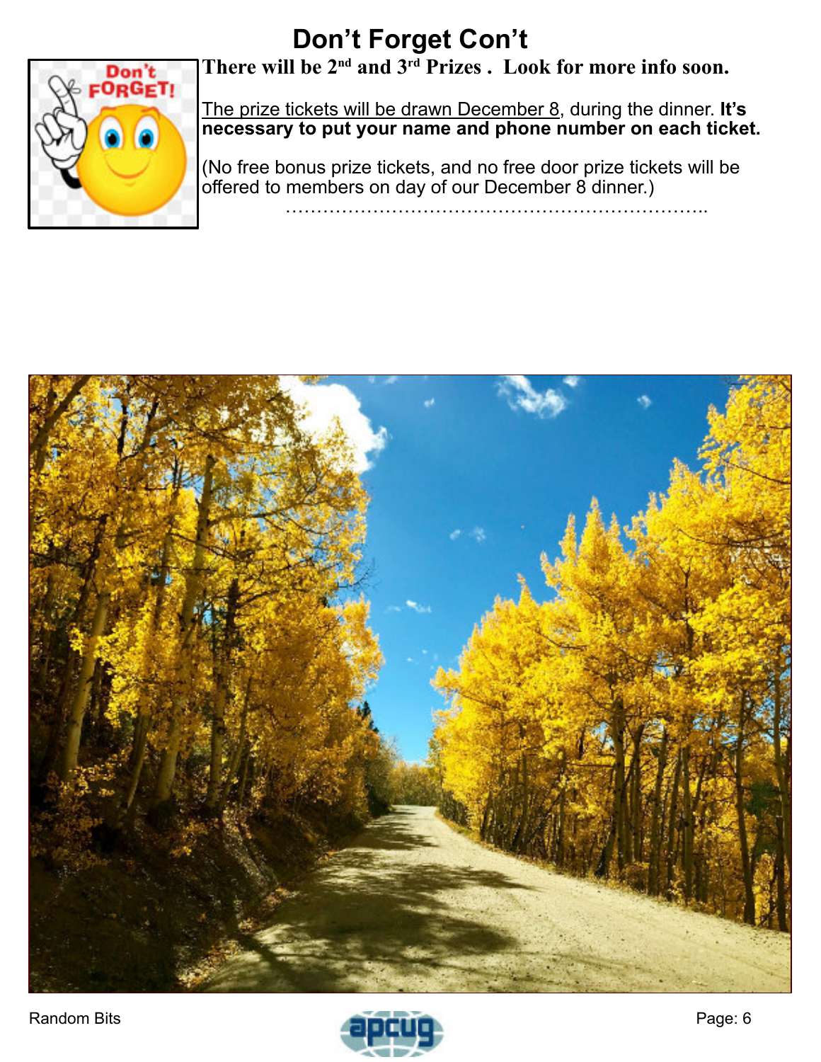# Don't Forget Con't

**There will be 2nd and 3rd Prizes . Look for more info soon.**

The prize tickets will be drawn December 8, during the dinner. **It's necessary to put your name and phone number on each ticket.**

(No free bonus prize tickets, and no free door prize tickets will be offered to members on day of our December 8 dinner.)

…………………………………………………………..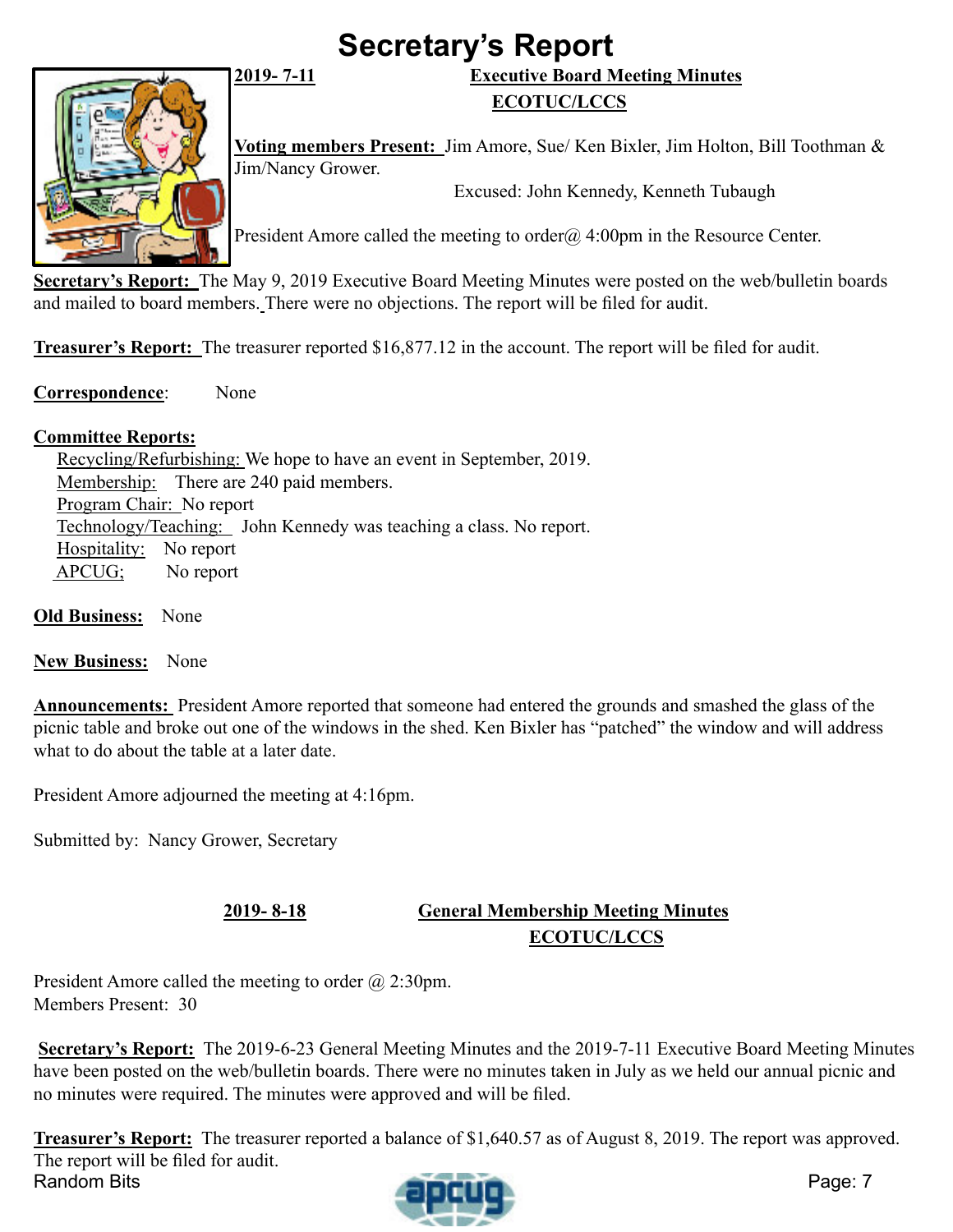# Secretary's Report

**2019- 7-11** **Executive Board Meeting Minutes**

**ECOTUC/LCCS**

**Voting members Present:** Jim Amore, Sue/ Ken Bixler, Jim Holton, Bill Toothman & Jim/Nancy Grower.

Excused: John Kennedy, Kenneth Tubaugh

President Amore called the meeting to order@ 4:00pm in the Resource Center.

**Secretary's Report:** The May 9, 2019 Executive Board Meeting Minutes were posted on the web/bulletin boards and mailed to board members. There were no objections. The report will be filed for audit.

**Treasurer's Report:** The treasurer reported $16,877.12 in the account. The report will be filed for audit.

**Correspondence**: None

**Committee Reports:**

Recycling/Refurbishing: We hope to have an event in September, 2019.
Membership: There are 240 paid members.
Program Chair: No report
Technology/Teaching: John Kennedy was teaching a class. No report.
Hospitality: No report
APCUG; No report

**Old Business:** None

**New Business:** None

**Announcements:** President Amore reported that someone had entered the grounds and smashed the glass of the picnic table and broke out one of the windows in the shed. Ken Bixler has "patched" the window and will address what to do about the table at a later date.

President Amore adjourned the meeting at 4:16pm.

Submitted by: Nancy Grower, Secretary

**2019- 8-18** **General Membership Meeting Minutes**

**ECOTUC/LCCS**

President Amore called the meeting to order @ 2:30pm.
Members Present: 30

**Secretary's Report:** The 2019-6-23 General Meeting Minutes and the 2019-7-11 Executive Board Meeting Minutes have been posted on the web/bulletin boards. There were no minutes taken in July as we held our annual picnic and no minutes were required. The minutes were approved and will be filed.

**Treasurer's Report:** The treasurer reported a balance of $1,640.57 as of August 8, 2019. The report was approved. The report will be filed for audit.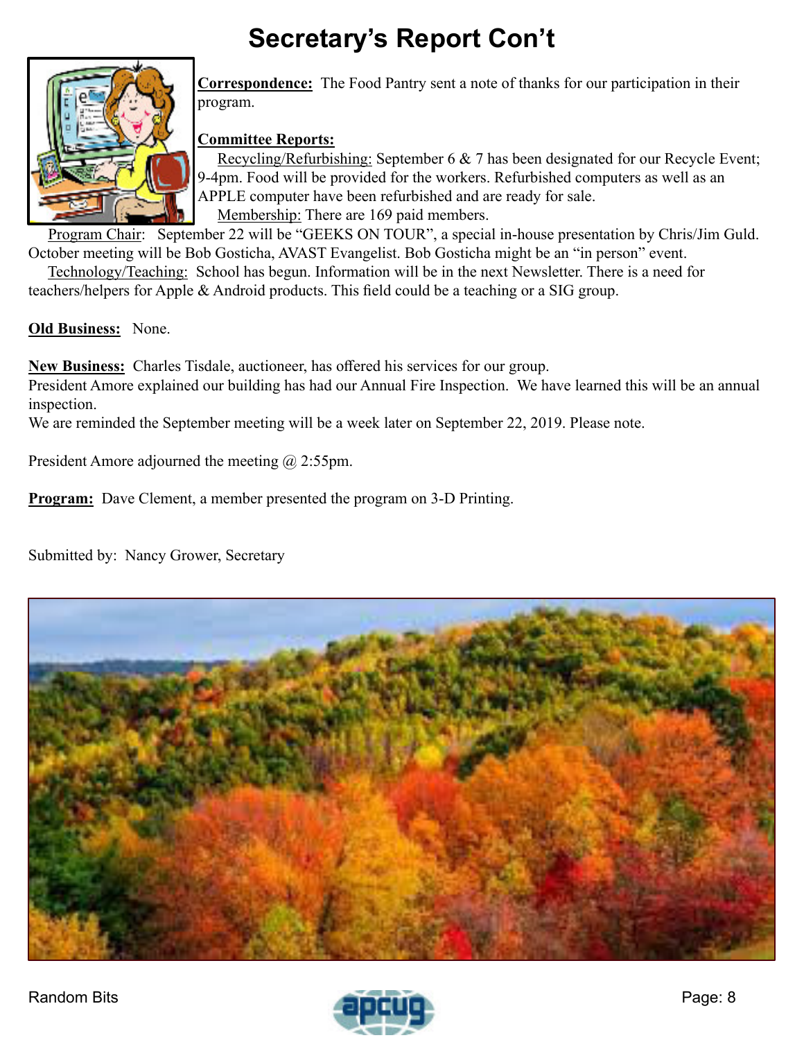# Secretary's Report Con't

**Correspondence:** The Food Pantry sent a note of thanks for our participation in their program.

**Committee Reports:**

Recycling/Refurbishing: September 6 & 7 has been designated for our Recycle Event; 9-4pm. Food will be provided for the workers. Refurbished computers as well as an APPLE computer have been refurbished and are ready for sale.

Membership: There are 169 paid members.

Program Chair: September 22 will be "GEEKS ON TOUR", a special in-house presentation by Chris/Jim Guld. October meeting will be Bob Gosticha, AVAST Evangelist. Bob Gosticha might be an "in person" event.

Technology/Teaching: School has begun. Information will be in the next Newsletter. There is a need for teachers/helpers for Apple & Android products. This field could be a teaching or a SIG group.

**Old Business:** None.

**New Business:** Charles Tisdale, auctioneer, has offered his services for our group.
President Amore explained our building has had our Annual Fire Inspection. We have learned this will be an annual inspection.
We are reminded the September meeting will be a week later on September 22, 2019. Please note.

President Amore adjourned the meeting @ 2:55pm.

**Program:** Dave Clement, a member presented the program on 3-D Printing.

Submitted by: Nancy Grower, Secretary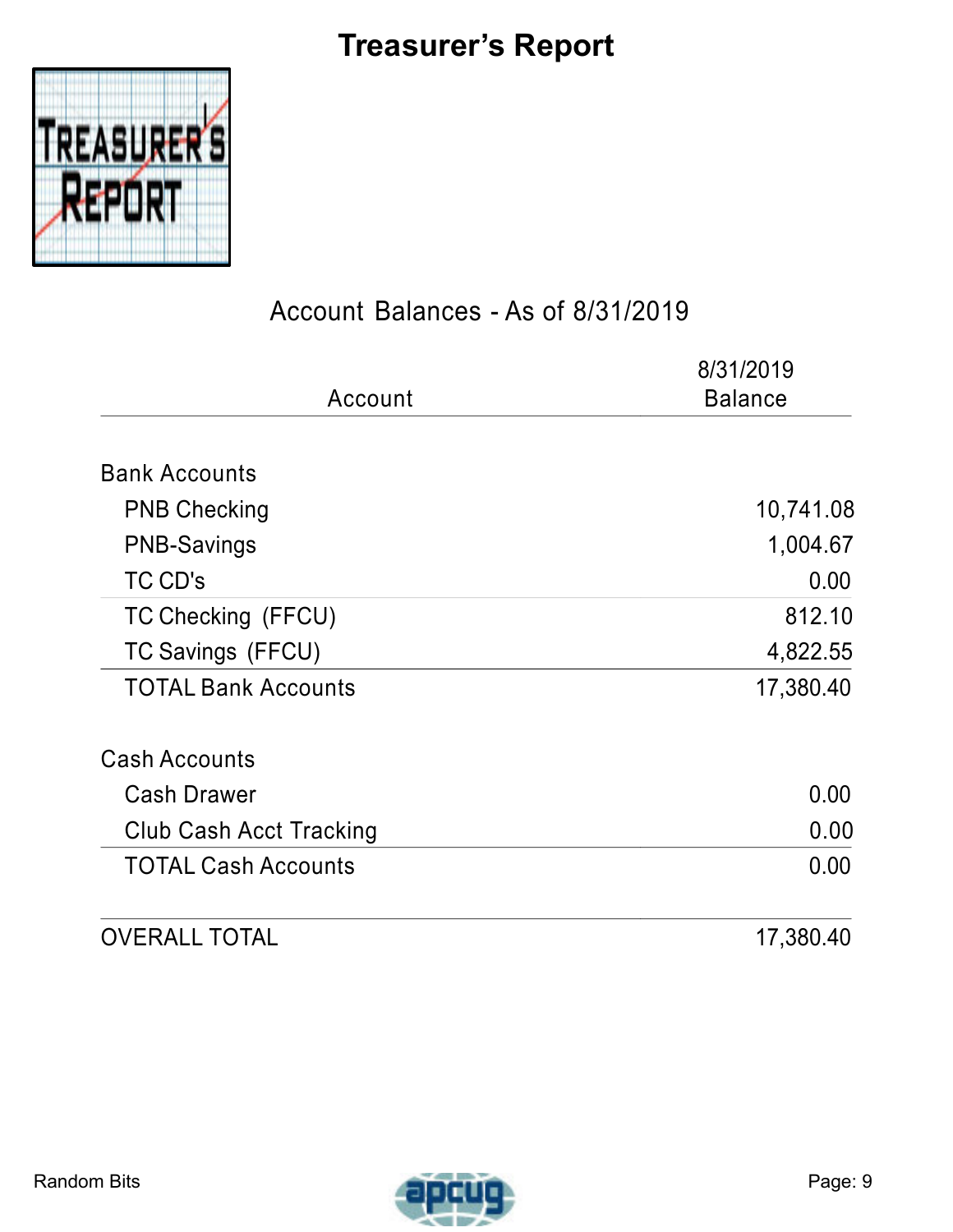# Treasurer's Report

## Account Balances - As of 8/31/2019

| Account | 8/31/2019 Balance |
|---|---|
| **Bank Accounts** | |
| PNB Checking | 10,741.08 |
| PNB-Savings | 1,004.67 |
| TC CD's | 0.00 |
| TC Checking (FFCU) | 812.10 |
| TC Savings (FFCU) | 4,822.55 |
| TOTAL Bank Accounts | 17,380.40 |
| **Cash Accounts** | |
| Cash Drawer | 0.00 |
| Club Cash Acct Tracking | 0.00 |
| TOTAL Cash Accounts | 0.00 |
| OVERALL TOTAL | 17,380.40 |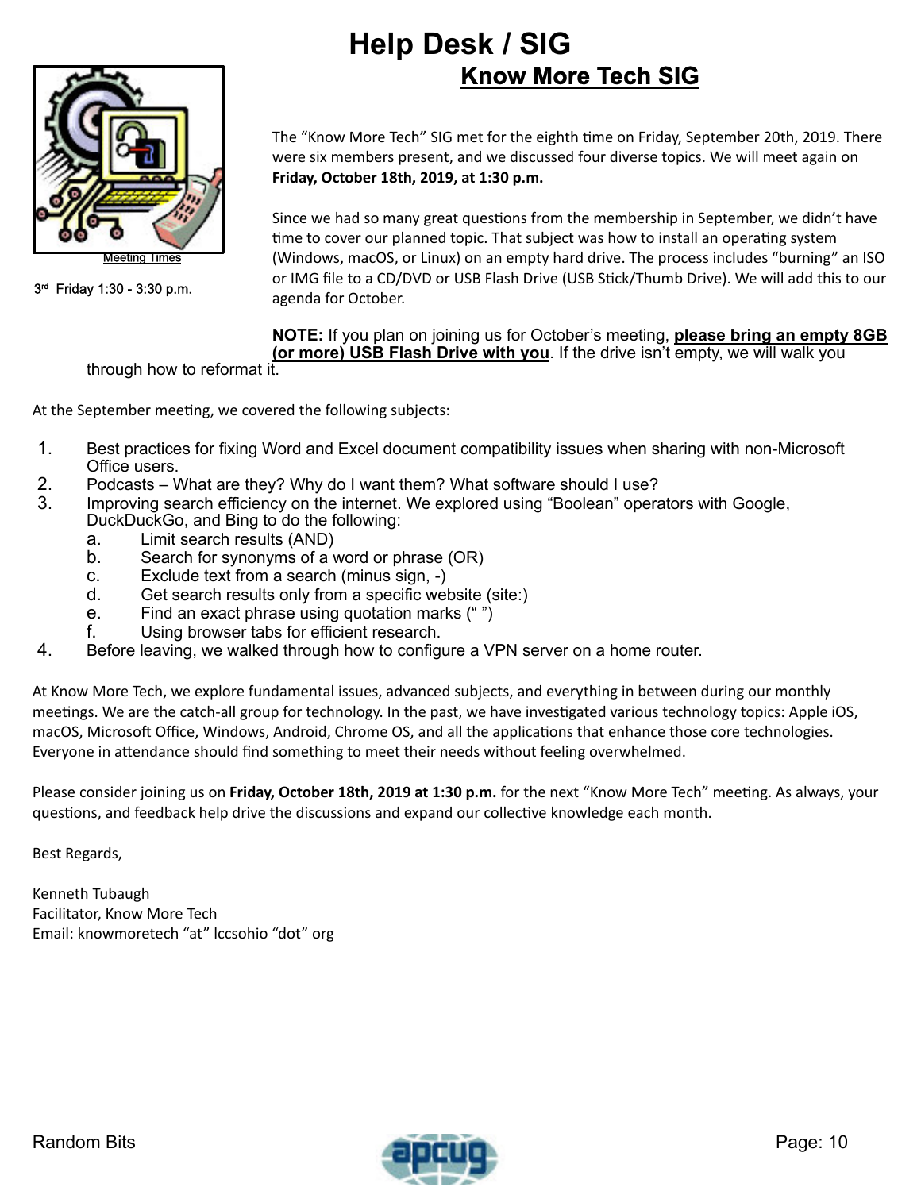# Help Desk / SIG

## Know More Tech SIG

Meeting Times

3rd Friday 1:30 - 3:30 p.m.

The "Know More Tech" SIG met for the eighth time on Friday, September 20th, 2019. There were six members present, and we discussed four diverse topics. We will meet again on **Friday, October 18th, 2019, at 1:30 p.m.**

Since we had so many great questions from the membership in September, we didn't have time to cover our planned topic. That subject was how to install an operating system (Windows, macOS, or Linux) on an empty hard drive. The process includes "burning" an ISO or IMG file to a CD/DVD or USB Flash Drive (USB Stick/Thumb Drive). We will add this to our agenda for October.

**NOTE:** If you plan on joining us for October's meeting, **please bring an empty 8GB (or more) USB Flash Drive with you**. If the drive isn't empty, we will walk you through how to reformat it.

At the September meeting, we covered the following subjects:

1. Best practices for fixing Word and Excel document compatibility issues when sharing with non-Microsoft Office users.
2. Podcasts – What are they? Why do I want them? What software should I use?
3. Improving search efficiency on the internet. We explored using "Boolean" operators with Google, DuckDuckGo, and Bing to do the following:
   a. Limit search results (AND)
   b. Search for synonyms of a word or phrase (OR)
   c. Exclude text from a search (minus sign, -)
   d. Get search results only from a specific website (site:)
   e. Find an exact phrase using quotation marks (" ")
   f. Using browser tabs for efficient research.
4. Before leaving, we walked through how to configure a VPN server on a home router.

At Know More Tech, we explore fundamental issues, advanced subjects, and everything in between during our monthly meetings. We are the catch-all group for technology. In the past, we have investigated various technology topics: Apple iOS, macOS, Microsoft Office, Windows, Android, Chrome OS, and all the applications that enhance those core technologies. Everyone in attendance should find something to meet their needs without feeling overwhelmed.

Please consider joining us on **Friday, October 18th, 2019 at 1:30 p.m.** for the next "Know More Tech" meeting. As always, your questions, and feedback help drive the discussions and expand our collective knowledge each month.

Best Regards,

Kenneth Tubaugh
Facilitator, Know More Tech
Email: knowmoretech "at" lccsohio "dot" org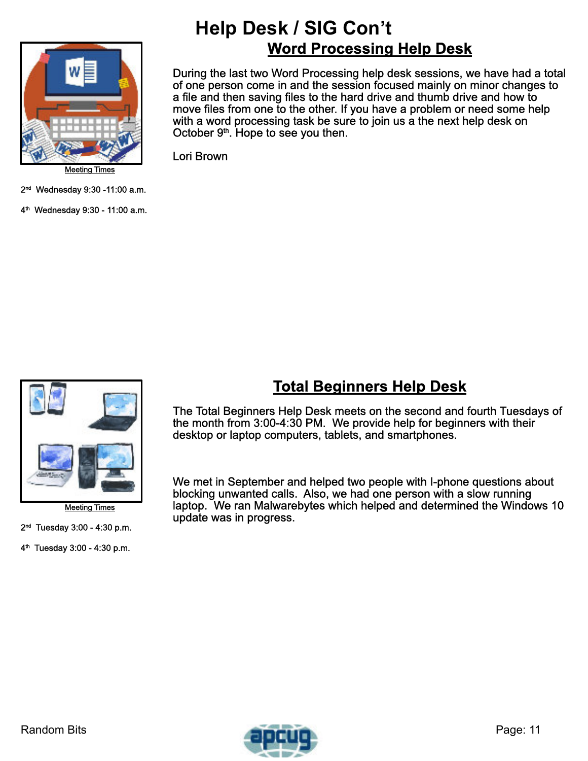# Help Desk / SIG Con't

## Word Processing Help Desk

During the last two Word Processing help desk sessions, we have had a total of one person come in and the session focused mainly on minor changes to a file and then saving files to the hard drive and thumb drive and how to move files from one to the other. If you have a problem or need some help with a word processing task be sure to join us a the next help desk on October 9th. Hope to see you then.

Lori Brown

Meeting Times

2nd Wednesday 9:30 -11:00 a.m.

4th Wednesday 9:30 - 11:00 a.m.

## Total Beginners Help Desk

The Total Beginners Help Desk meets on the second and fourth Tuesdays of the month from 3:00-4:30 PM. We provide help for beginners with their desktop or laptop computers, tablets, and smartphones.

We met in September and helped two people with I-phone questions about blocking unwanted calls. Also, we had one person with a slow running laptop. We ran Malwarebytes which helped and determined the Windows 10 update was in progress.

Meeting Times

2nd Tuesday 3:00 - 4:30 p.m.

4th Tuesday 3:00 - 4:30 p.m.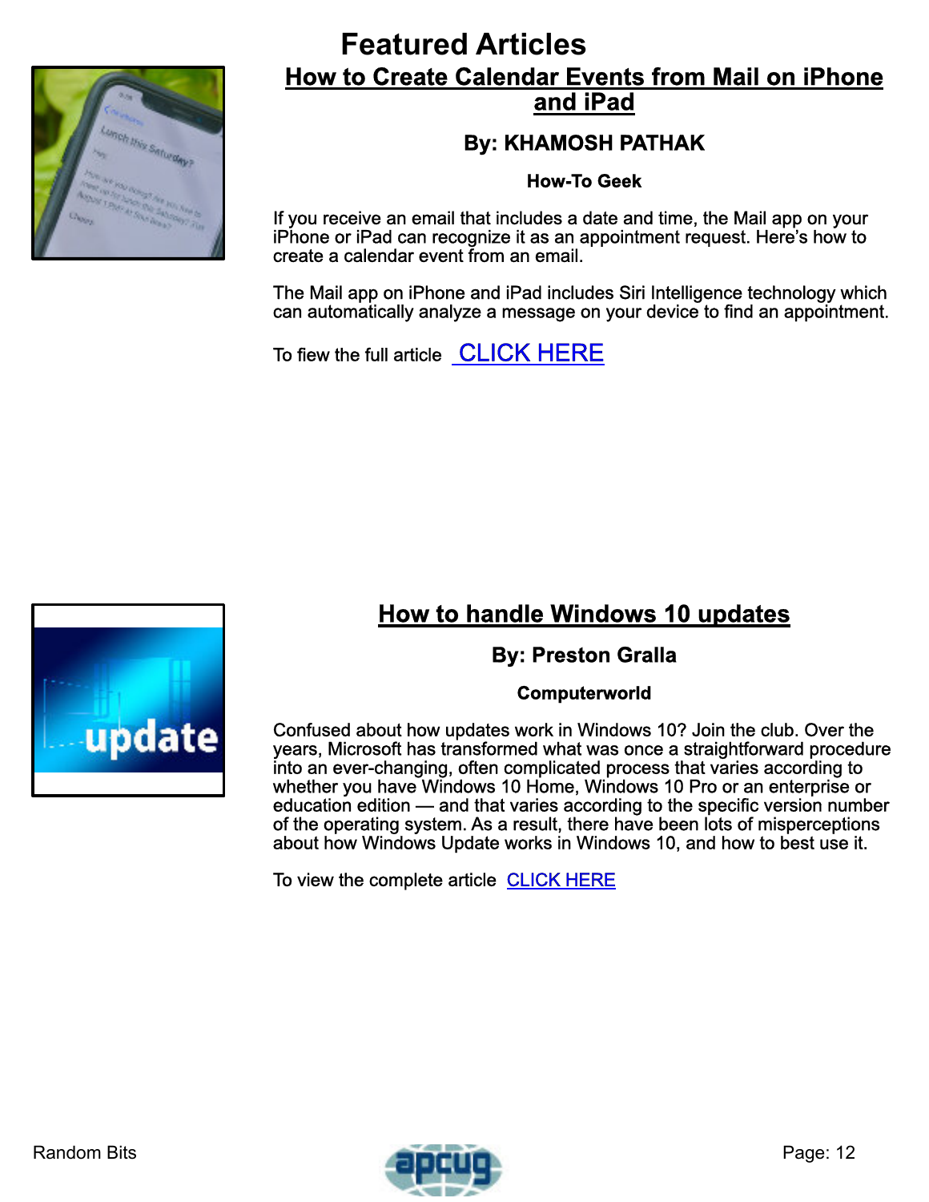# Featured Articles

## How to Create Calendar Events from Mail on iPhone and iPad

**By: KHAMOSH PATHAK**

**How-To Geek**

If you receive an email that includes a date and time, the Mail app on your iPhone or iPad can recognize it as an appointment request. Here's how to create a calendar event from an email.

The Mail app on iPhone and iPad includes Siri Intelligence technology which can automatically analyze a message on your device to find an appointment.

To fiew the full article CLICK HERE

## How to handle Windows 10 updates

**By: Preston Gralla**

**Computerworld**

Confused about how updates work in Windows 10? Join the club. Over the years, Microsoft has transformed what was once a straightforward procedure into an ever-changing, often complicated process that varies according to whether you have Windows 10 Home, Windows 10 Pro or an enterprise or education edition — and that varies according to the specific version number of the operating system. As a result, there have been lots of misperceptions about how Windows Update works in Windows 10, and how to best use it.

To view the complete article CLICK HERE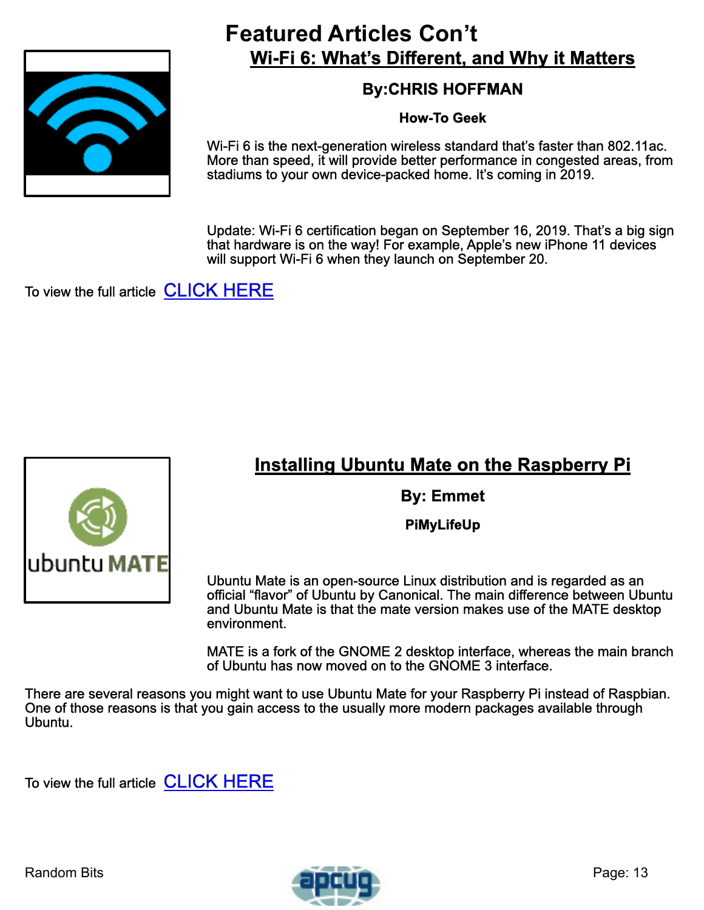# Featured Articles Con't

## Wi-Fi 6: What's Different, and Why it Matters

**By:CHRIS HOFFMAN**

**How-To Geek**

Wi-Fi 6 is the next-generation wireless standard that's faster than 802.11ac. More than speed, it will provide better performance in congested areas, from stadiums to your own device-packed home. It's coming in 2019.

Update: Wi-Fi 6 certification began on September 16, 2019. That's a big sign that hardware is on the way! For example, Apple's new iPhone 11 devices will support Wi-Fi 6 when they launch on September 20.

To view the full article CLICK HERE

## Installing Ubuntu Mate on the Raspberry Pi

**By: Emmet**

**PiMyLifeUp**

Ubuntu Mate is an open-source Linux distribution and is regarded as an official "flavor" of Ubuntu by Canonical. The main difference between Ubuntu and Ubuntu Mate is that the mate version makes use of the MATE desktop environment.

MATE is a fork of the GNOME 2 desktop interface, whereas the main branch of Ubuntu has now moved on to the GNOME 3 interface.

There are several reasons you might want to use Ubuntu Mate for your Raspberry Pi instead of Raspbian. One of those reasons is that you gain access to the usually more modern packages available through Ubuntu.

To view the full article CLICK HERE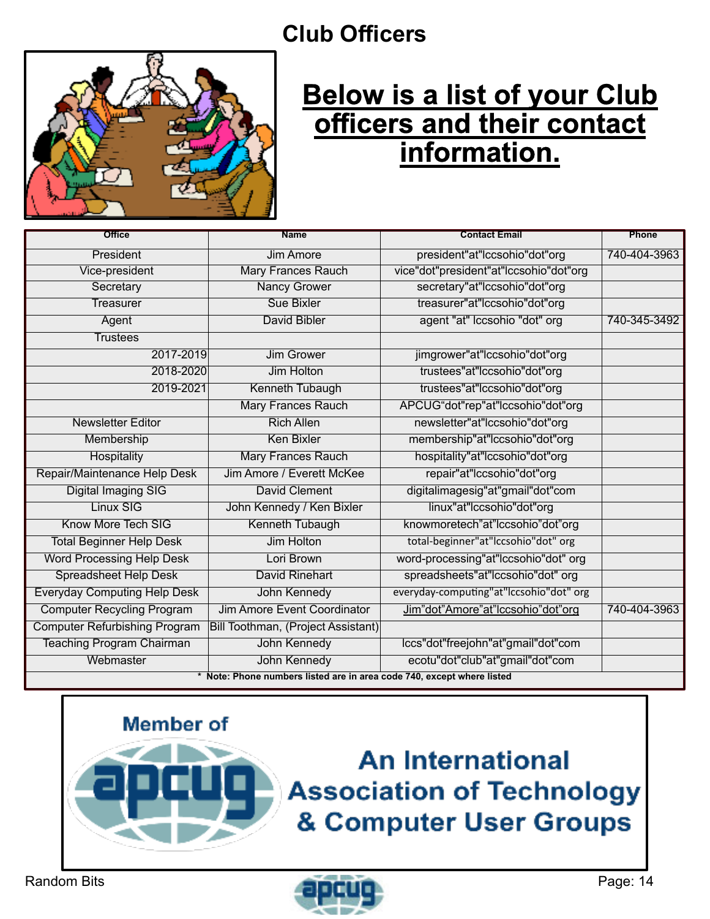# Club Officers

## Below is a list of your Club officers and their contact information.

| Office | Name | Contact Email | Phone |
|---|---|---|---|
| President | Jim Amore | president"at"lccsohio"dot"org | 740-404-3963 |
| Vice-president | Mary Frances Rauch | vice"dot"president"at"lccsohio"dot"org | |
| Secretary | Nancy Grower | secretary"at"lccsohio"dot"org | |
| Treasurer | Sue Bixler | treasurer"at"lccsohio"dot"org | |
| Agent | David Bibler | agent "at" lccsohio "dot" org | 740-345-3492 |
| Trustees | | | |
| 2017-2019 | Jim Grower | jimgrower"at"lccsohio"dot"org | |
| 2018-2020 | Jim Holton | trustees"at"lccsohio"dot"org | |
| 2019-2021 | Kenneth Tubaugh | trustees"at"lccsohio"dot"org | |
| | Mary Frances Rauch | APCUG"dot"rep"at"lccsohio"dot"org | |
| Newsletter Editor | Rich Allen | newsletter"at"lccsohio"dot"org | |
| Membership | Ken Bixler | membership"at"lccsohio"dot"org | |
| Hospitality | Mary Frances Rauch | hospitality"at"lccsohio"dot"org | |
| Repair/Maintenance Help Desk | Jim Amore / Everett McKee | repair"at"lccsohio"dot"org | |
| Digital Imaging SIG | David Clement | digitalimagesig"at"gmail"dot"com | |
| Linux SIG | John Kennedy / Ken Bixler | linux"at"lccsohio"dot"org | |
| Know More Tech SIG | Kenneth Tubaugh | knowmoretech"at"lccsohio"dot"org | |
| Total Beginner Help Desk | Jim Holton | total-beginner"at"lccsohio"dot" org | |
| Word Processing Help Desk | Lori Brown | word-processing"at"lccsohio"dot" org | |
| Spreadsheet Help Desk | David Rinehart | spreadsheets"at"lccsohio"dot" org | |
| Everyday Computing Help Desk | John Kennedy | everyday-computing"at"lccsohio"dot" org | |
| Computer Recycling Program | Jim Amore Event Coordinator | Jim"dot"Amore"at"lccsohio"dot"org | 740-404-3963 |
| Computer Refurbishing Program | Bill Toothman, (Project Assistant) | | |
| Teaching Program Chairman | John Kennedy | lccs"dot"freejohn"at"gmail"dot"com | |
| Webmaster | John Kennedy | ecotu"dot"club"at"gmail"dot"com | |

* Note: Phone numbers listed are in area code 740, except where listed

Member of apcug — An International Association of Technology & Computer User Groups